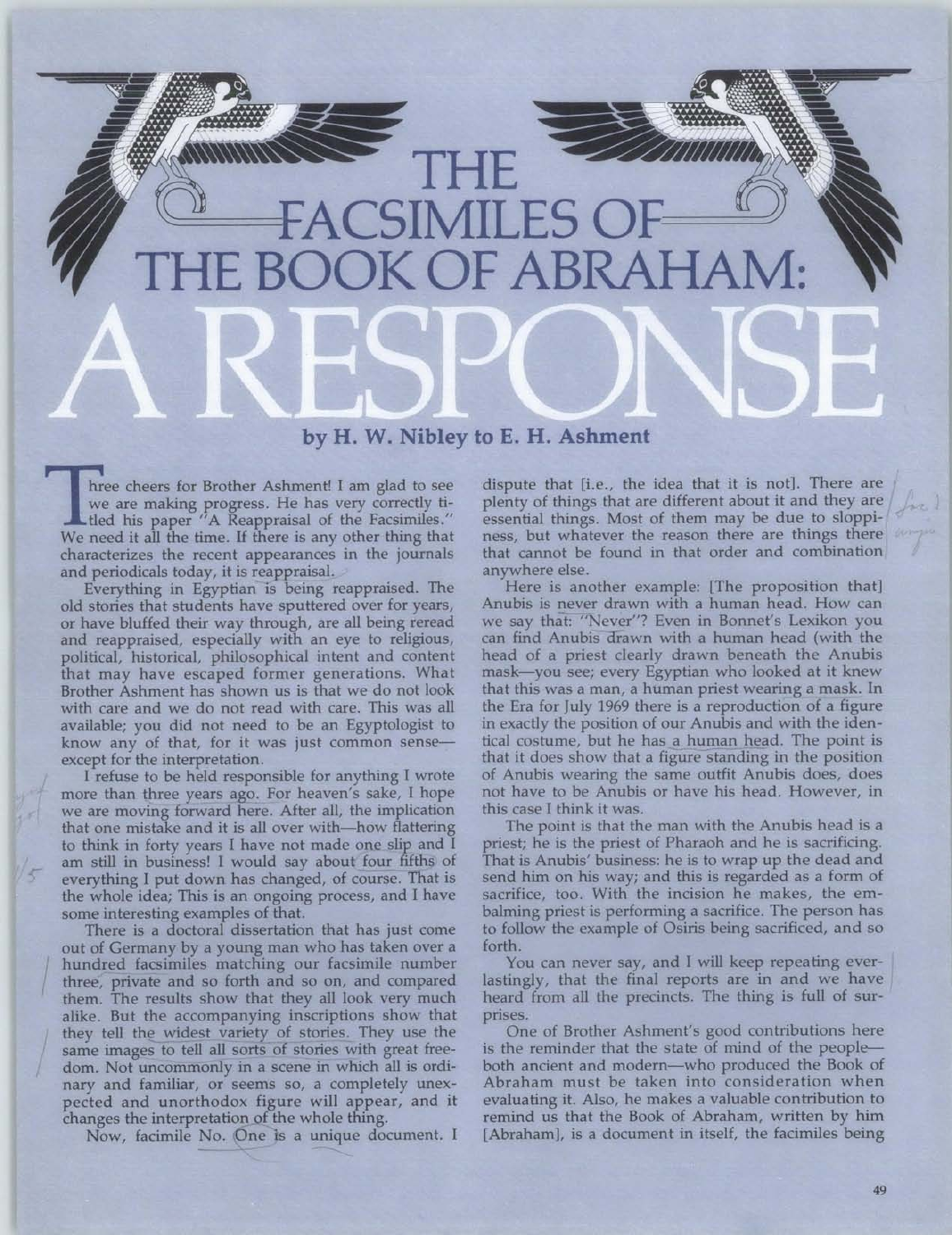# THE FACSIMILES OF THE BOOK OF ABRAHAM: A RESPONSE

**by H. W. Nibley to E. H. Ashment**

Three cheers for Brother Ashment! I am glad to see we are making progress. He has very correctly titled his paper "A Reappraisal of the Facsimiles." We need it all the time. If there is any other thing that characterizes the recent appearances in the journals and periodicals today, it is reappraisal.

Everything in Egyptian is being reappraised. The old stories that students have sputtered over for years, or have bluffed their way through, are all being reread and reappraised, especially with an eye to religious, political, historical, philosophical intent and content that may have escaped former generations. What Brother Ashment has shown us is that we do not look with care and we do not read with care. This was all available; you did not need to be an Egyptologist to know any of that, for it was just common sense—except for the interpretation.

I refuse to be held responsible for anything I wrote more than three years ago. For heaven's sake, I hope we are moving forward here. After all, the implication that one mistake and it is all over with—how flattering to think in forty years I have not made one slip and I am still in business! I would say about four fifths of everything I put down has changed, of course. That is the whole idea; This is an ongoing process, and I have some interesting examples of that.

There is a doctoral dissertation that has just come out of Germany by a young man who has taken over a hundred facsimiles matching our facsimile number three, private and so forth and so on, and compared them. The results show that they all look very much alike. But the accompanying inscriptions show that they tell the widest variety of stories. They use the same images to tell all sorts of stories with great freedom. Not uncommonly in a scene in which all is ordinary and familiar, or seems so, a completely unexpected and unorthodox figure will appear, and it changes the interpretation of the whole thing.

Now, facimile No. One is a unique document. I dispute that [i.e., the idea that it is not]. There are plenty of things that are different about it and they are essential things. Most of them may be due to sloppiness, but whatever the reason there are things there that cannot be found in that order and combination anywhere else.

Here is another example: [The proposition that] Anubis is never drawn with a human head. How can we say that: "Never"? Even in Bonnet's Lexikon you can find Anubis drawn with a human head (with the head of a priest clearly drawn beneath the Anubis mask—you see; every Egyptian who looked at it knew that this was a man, a human priest wearing a mask. In the Era for July 1969 there is a reproduction of a figure in exactly the position of our Anubis and with the identical costume, but he has a human head. The point is that it does show that a figure standing in the position of Anubis wearing the same outfit Anubis does, does not have to be Anubis or have his head. However, in this case I think it was.

The point is that the man with the Anubis head is a priest; he is the priest of Pharaoh and he is sacrificing. That is Anubis' business: he is to wrap up the dead and send him on his way; and this is regarded as a form of sacrifice, too. With the incision he makes, the embalming priest is performing a sacrifice. The person has to follow the example of Osiris being sacrificed, and so forth.

You can never say, and I will keep repeating everlastingly, that the final reports are in and we have heard from all the precincts. The thing is full of surprises.

One of Brother Ashment's good contributions here is the reminder that the state of mind of the people—both ancient and modern—who produced the Book of Abraham must be taken into consideration when evaluating it. Also, he makes a valuable contribution to remind us that the Book of Abraham, written by him [Abraham], is a document in itself, the facimiles being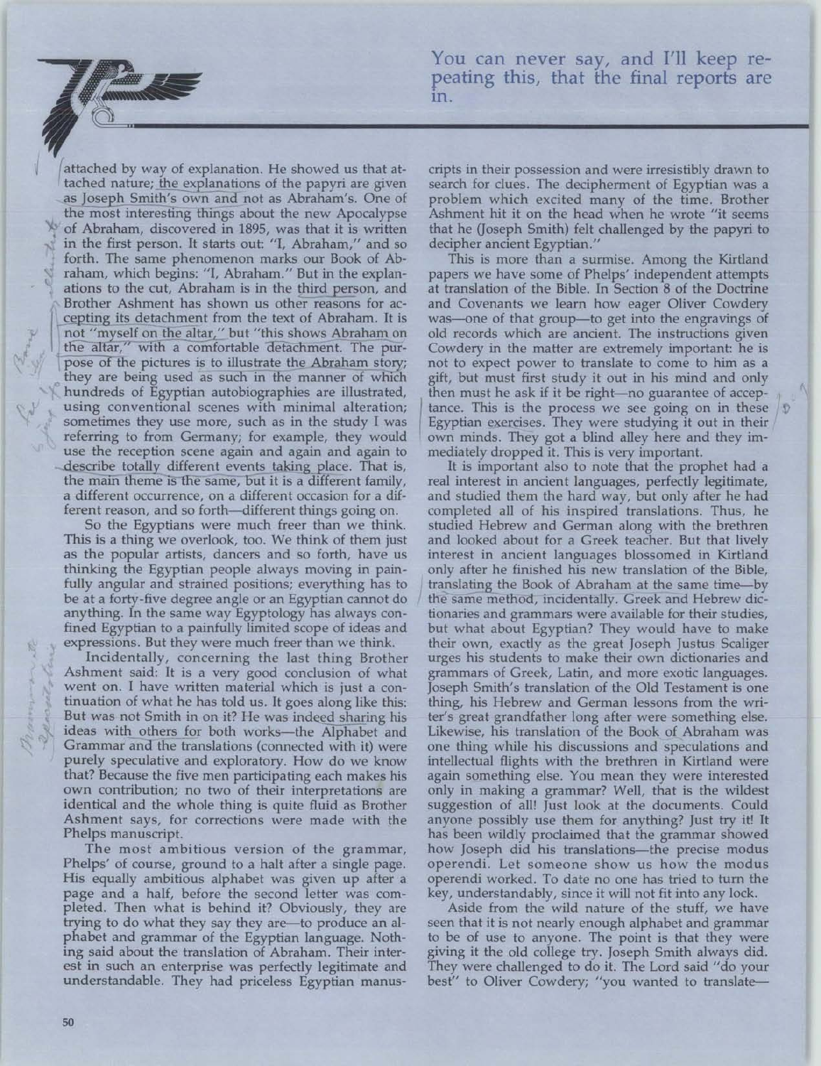You can never say, and I'll keep repeating this, that the final reports are in.

attached by way of explanation. He showed us that attached nature; the explanations of the papyri are given as Joseph Smith's own and not as Abraham's. One of the most interesting things about the new Apocalypse of Abraham, discovered in 1895, was that it is written in the first person. It starts out: "I, Abraham," and so forth. The same phenomenon marks our Book of Abraham, which begins: "I, Abraham." But in the explanations to the cut, Abraham is in the third person, and Brother Ashment has shown us other reasons for accepting its detachment from the text of Abraham. It is not "myself on the altar," but "this shows Abraham on the altar," with a comfortable detachment. The purpose of the pictures is to illustrate the Abraham story; they are being used as such in the manner of which hundreds of Egyptian autobiographies are illustrated, using conventional scenes with minimal alteration; sometimes they use more, such as in the study I was referring to from Germany; for example, they would use the reception scene again and again and again to describe totally different events taking place. That is, the main theme is the same, but it is a different family, a different occurrence, on a different occasion for a different reason, and so forth—different things going on.

So the Egyptians were much freer than we think. This is a thing we overlook, too. We think of them just as the popular artists, dancers and so forth, have us thinking the Egyptian people always moving in painfully angular and strained positions; everything has to be at a forty-five degree angle or an Egyptian cannot do anything. In the same way Egyptology has always confined Egyptian to a painfully limited scope of ideas and expressions. But they were much freer than we think.

Incidentally, concerning the last thing Brother Ashment said: It is a very good conclusion of what went on. I have written material which is just a continuation of what he has told us. It goes along like this: But was not Smith in on it? He was indeed sharing his ideas with others for both works—the Alphabet and Grammar and the translations (connected with it) were purely speculative and exploratory. How do we know that? Because the five men participating each makes his own contribution; no two of their interpretations are identical and the whole thing is quite fluid as Brother Ashment says, for corrections were made with the Phelps manuscript.

The most ambitious version of the grammar, Phelps' of course, ground to a halt after a single page. His equally ambitious alphabet was given up after a page and a half, before the second letter was completed. Then what is behind it? Obviously, they are trying to do what they say they are—to produce an alphabet and grammar of the Egyptian language. Nothing said about the translation of Abraham. Their interest in such an enterprise was perfectly legitimate and understandable. They had priceless Egyptian manuscripts in their possession and were irresistibly drawn to search for clues. The decipherment of Egyptian was a problem which excited many of the time. Brother Ashment hit it on the head when he wrote "it seems that he (Joseph Smith) felt challenged by the papyri to decipher ancient Egyptian."

This is more than a surmise. Among the Kirtland papers we have some of Phelps' independent attempts at translation of the Bible. In Section 8 of the Doctrine and Covenants we learn how eager Oliver Cowdery was—one of that group—to get into the engravings of old records which are ancient. The instructions given Cowdery in the matter are extremely important: he is not to expect power to translate to come to him as a gift, but must first study it out in his mind and only then must he ask if it be right—no guarantee of acceptance. This is the process we see going on in these Egyptian exercises. They were studying it out in their own minds. They got a blind alley here and they immediately dropped it. This is very important.

It is important also to note that the prophet had a real interest in ancient languages, perfectly legitimate, and studied them the hard way, but only after he had completed all of his inspired translations. Thus, he studied Hebrew and German along with the brethren and looked about for a Greek teacher. But that lively interest in ancient languages blossomed in Kirtland only after he finished his new translation of the Bible, translating the Book of Abraham at the same time—by the same method, incidentally. Greek and Hebrew dictionaries and grammars were available for their studies, but what about Egyptian? They would have to make their own, exactly as the great Joseph Justus Scaliger urges his students to make their own dictionaries and grammars of Greek, Latin, and more exotic languages. Joseph Smith's translation of the Old Testament is one thing, his Hebrew and German lessons from the writer's great grandfather long after were something else. Likewise, his translation of the Book of Abraham was one thing while his discussions and speculations and intellectual flights with the brethren in Kirtland were again something else. You mean they were interested only in making a grammar? Well, that is the wildest suggestion of all! Just look at the documents. Could anyone possibly use them for anything? Just try it! It has been wildly proclaimed that the grammar showed how Joseph did his translations—the precise modus operendi. Let someone show us how the modus operendi worked. To date no one has tried to turn the key, understandably, since it will not fit into any lock.

Aside from the wild nature of the stuff, we have seen that it is not nearly enough alphabet and grammar to be of use to anyone. The point is that they were giving it the old college try. Joseph Smith always did. They were challenged to do it. The Lord said "do your best" to Oliver Cowdery; "you wanted to translate—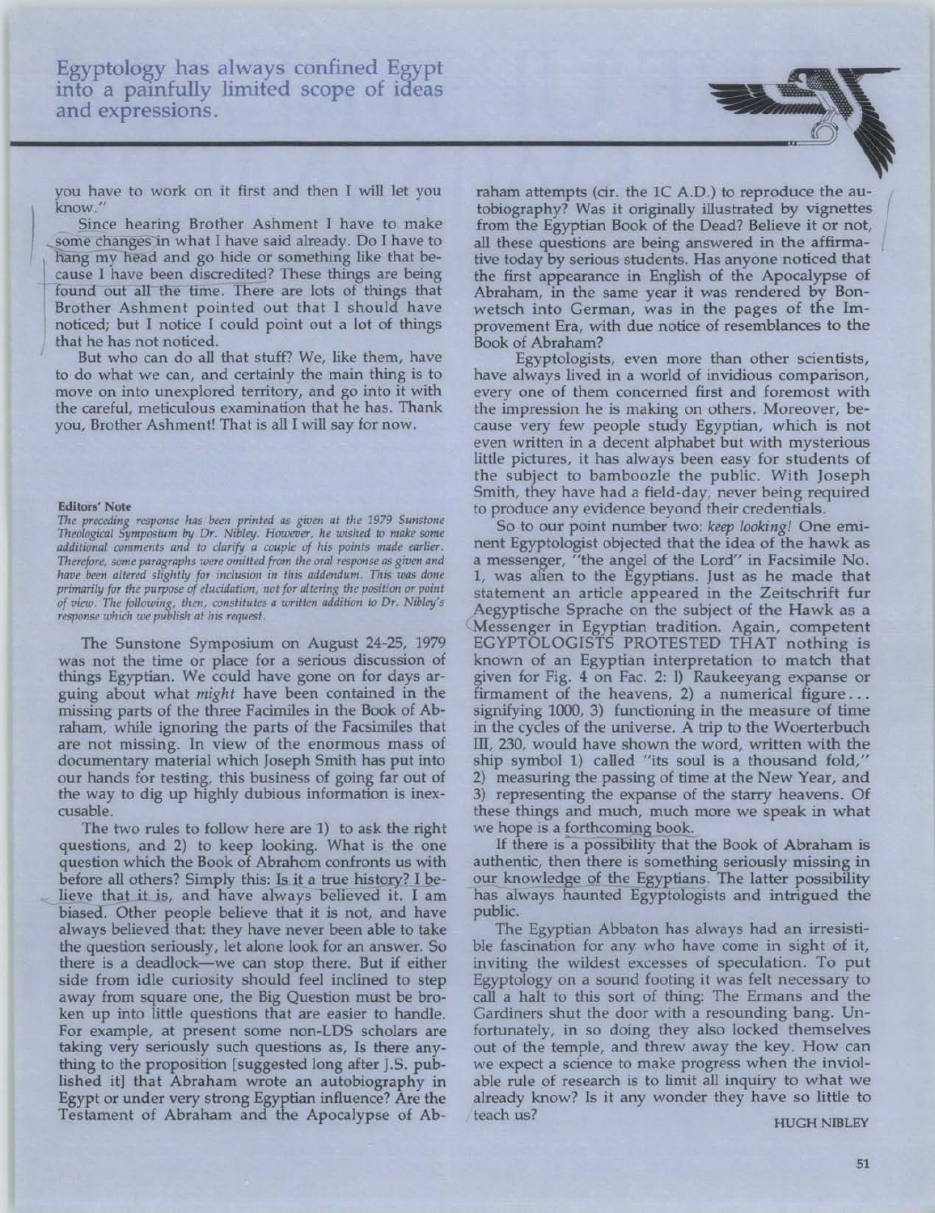**Egyptology has always confined Egypt into a painfully limited scope of ideas and expressions.**

you have to work on it first and then I will let you know."

Since hearing Brother Ashment I have to make some changes in what I have said already. Do I have to hang my head and go hide or something like that because I have been discredited? These things are being found out all the time. There are lots of things that Brother Ashment pointed out that I should have noticed; but I notice I could point out a lot of things that he has not noticed.

But who can do all that stuff? We, like them, have to do what we can, and certainly the main thing is to move on into unexplored territory, and go into it with the careful, meticulous examination that he has. Thank you, Brother Ashment! That is all I will say for now.

**Editors' Note**

*The preceding response has been printed as given at the 1979 Sunstone Theological Symposium by Dr. Nibley. However, he wished to make some additional comments and to clarify a couple of his points made earlier. Therefore, some paragraphs were omitted from the oral response as given and have been altered slightly for inclusion in this addendum. This was done primarily for the purpose of elucidation, not for altering the position or point of view. The following, then, constitutes a written addition to Dr. Nibley's response which we publish at his request.*

The Sunstone Symposium on August 24-25, 1979 was not the time or place for a serious discussion of things Egyptian. We could have gone on for days arguing about what *might* have been contained in the missing parts of the three Facimiles in the Book of Abraham, while ignoring the parts of the Facsimiles that are not missing. In view of the enormous mass of documentary material which Joseph Smith has put into our hands for testing, this business of going far out of the way to dig up highly dubious information is inexcusable.

The two rules to follow here are 1) to ask the right questions, and 2) to keep looking. What is the one question which the Book of Abrahom confronts us with before all others? Simply this: Is it a true history? I believe that it is, and have always believed it. I am biased. Other people believe that it is not, and have always believed that: they have never been able to take the question seriously, let alone look for an answer. So there is a deadlock—we can stop there. But if either side from idle curiosity should feel inclined to step away from square one, the Big Question must be broken up into little questions that are easier to handle. For example, at present some non-LDS scholars are taking very seriously such questions as, Is there anything to the proposition [suggested long after J.S. published it] that Abraham wrote an autobiography in Egypt or under very strong Egyptian influence? Are the Testament of Abraham and the Apocalypse of Abraham attempts (cir. the 1C A.D.) to reproduce the autobiography? Was it originally illustrated by vignettes from the Egyptian Book of the Dead? Believe it or not, all these questions are being answered in the affirmative today by serious students. Has anyone noticed that the first appearance in English of the Apocalypse of Abraham, in the same year it was rendered by Bonwetsch into German, was in the pages of the Improvement Era, with due notice of resemblances to the Book of Abraham?

Egyptologists, even more than other scientists, have always lived in a world of invidious comparison, every one of them concerned first and foremost with the impression he is making on others. Moreover, because very few people study Egyptian, which is not even written in a decent alphabet but with mysterious little pictures, it has always been easy for students of the subject to bamboozle the public. With Joseph Smith, they have had a field-day, never being required to produce any evidence beyond their credentials.

So to our point number two: *keep looking!* One eminent Egyptologist objected that the idea of the hawk as a messenger, "the angel of the Lord" in Facsimile No. 1, was alien to the Egyptians. Just as he made that statement an article appeared in the Zeitschrift fur Aegyptische Sprache on the subject of the Hawk as a Messenger in Egyptian tradition. Again, competent EGYPTOLOGISTS PROTESTED THAT nothing is known of an Egyptian interpretation to match that given for Fig. 4 on Fac. 2: 1) Raukeeyang expanse or firmament of the heavens, 2) a numerical figure... signifying 1000, 3) functioning in the measure of time in the cycles of the universe. A trip to the Woerterbuch III, 230, would have shown the word, written with the ship symbol 1) called "its soul is a thousand fold," 2) measuring the passing of time at the New Year, and 3) representing the expanse of the starry heavens. Of these things and much, much more we speak in what we hope is a forthcoming book.

If there is a possibility that the Book of Abraham is authentic, then there is something seriously missing in our knowledge of the Egyptians. The latter possibility has always haunted Egyptologists and intrigued the public.

The Egyptian Abbaton has always had an irresistible fascination for any who have come in sight of it, inviting the wildest excesses of speculation. To put Egyptology on a sound footing it was felt necessary to call a halt to this sort of thing: The Ermans and the Gardiners shut the door with a resounding bang. Unfortunately, in so doing they also locked themselves out of the temple, and threw away the key. How can we expect a science to make progress when the inviolable rule of research is to limit all inquiry to what we already know? Is it any wonder they have so little to teach us?

HUGH NIBLEY